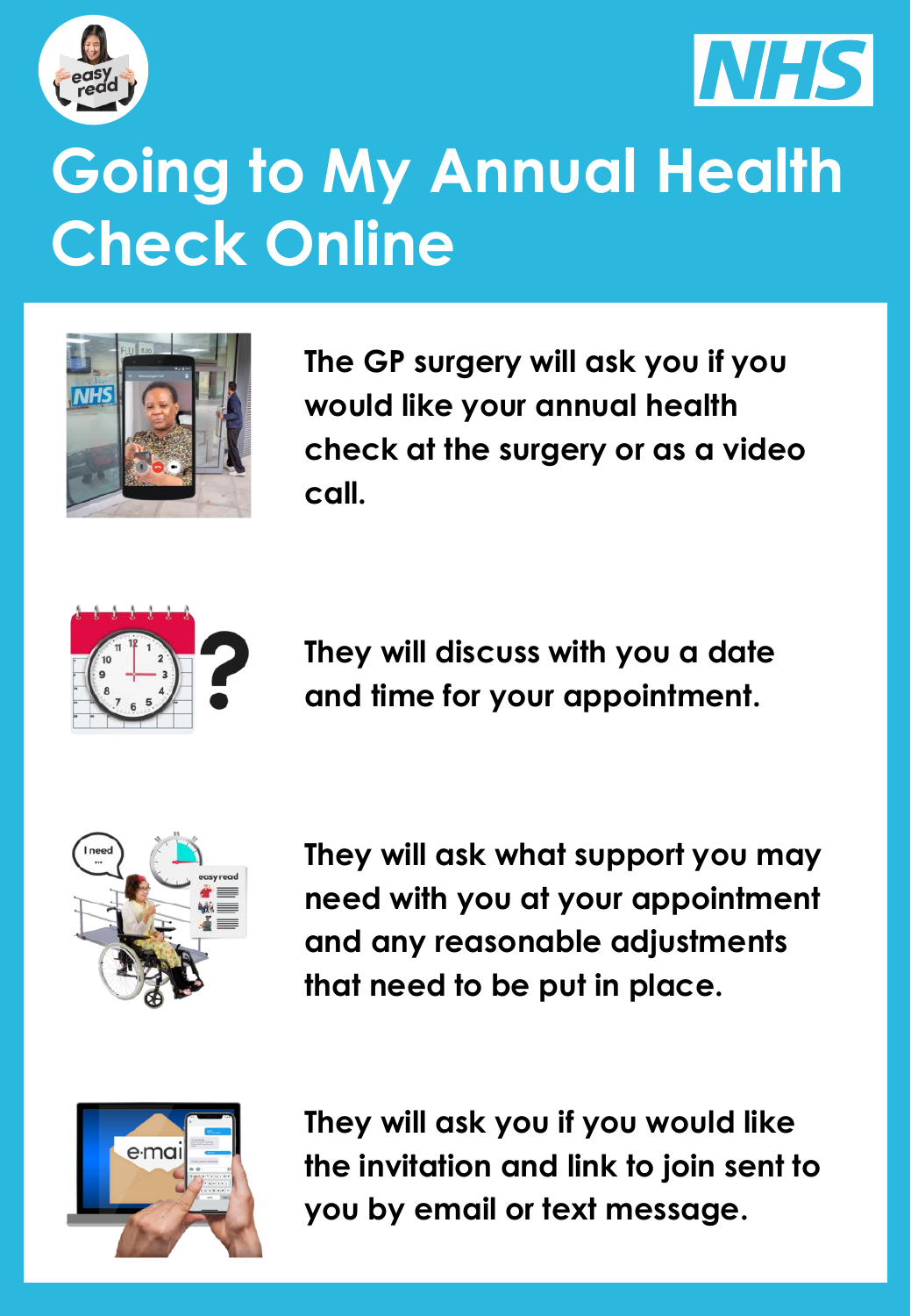# Going to My Annual Health Check Online

The GP surgery will ask you if you would like your annual health check at the surgery or as a video call.

They will discuss with you a date and time for your appointment.

They will ask what support you may need with you at your appointment and any reasonable adjustments that need to be put in place.

They will ask you if you would like the invitation and link to join sent to you by email or text message.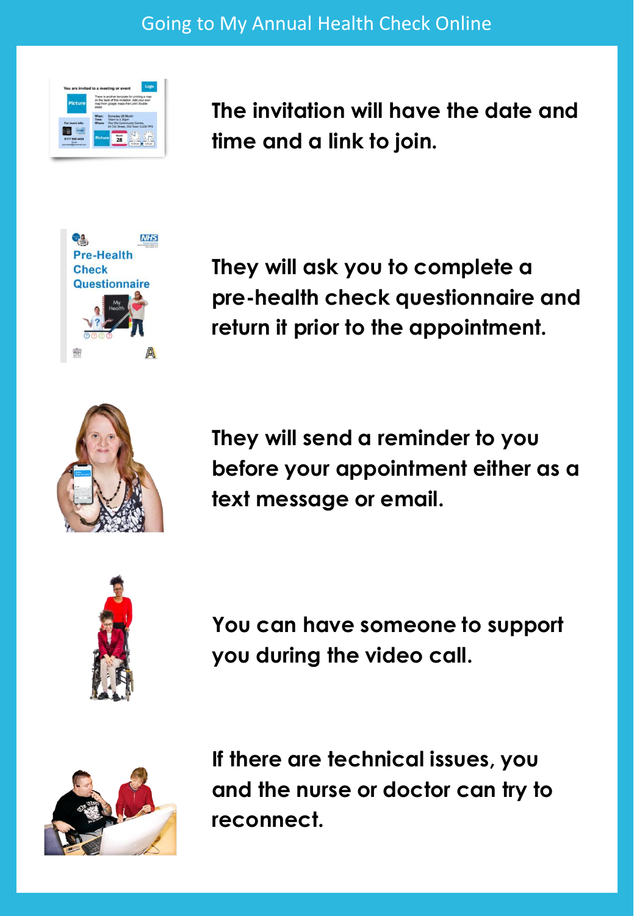The invitation will have the date and time and a link to join.

They will ask you to complete a pre-health check questionnaire and return it prior to the appointment.

They will send a reminder to you before your appointment either as a text message or email.

You can have someone to support you during the video call.

If there are technical issues, you and the nurse or doctor can try to reconnect.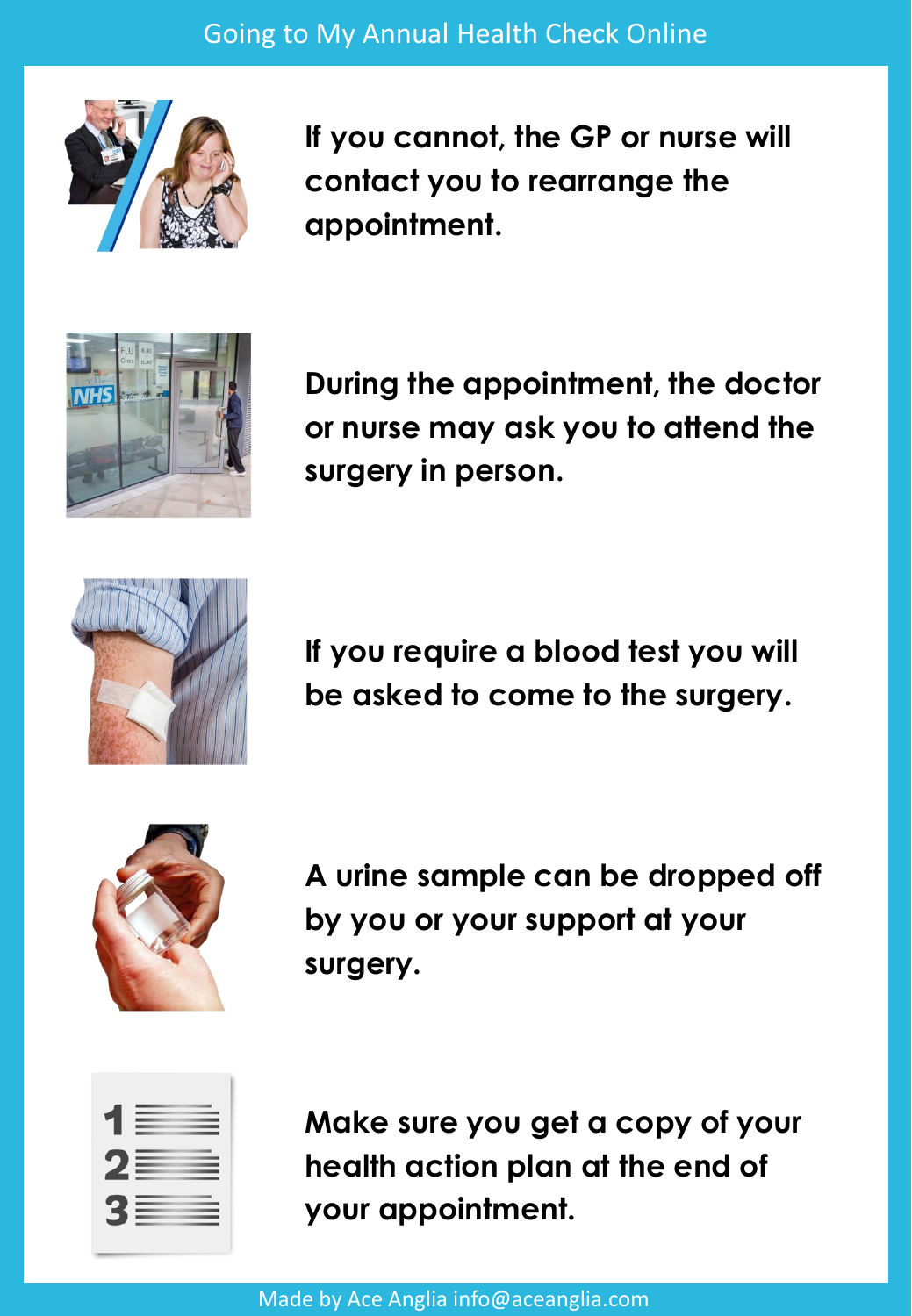# Going to My Annual Health Check Online

If you cannot, the GP or nurse will contact you to rearrange the appointment.

During the appointment, the doctor or nurse may ask you to attend the surgery in person.

If you require a blood test you will be asked to come to the surgery.

A urine sample can be dropped off by you or your support at your surgery.

Make sure you get a copy of your health action plan at the end of your appointment.

Made by Ace Anglia info@aceanglia.com